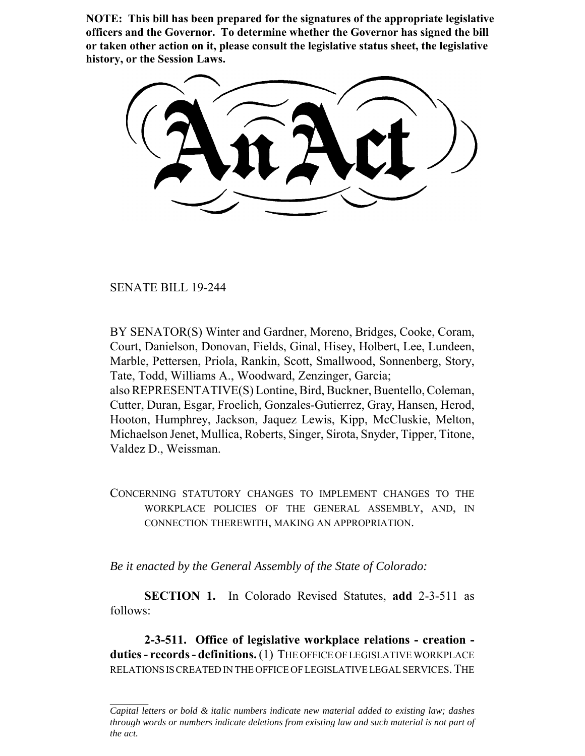**NOTE: This bill has been prepared for the signatures of the appropriate legislative officers and the Governor. To determine whether the Governor has signed the bill or taken other action on it, please consult the legislative status sheet, the legislative history, or the Session Laws.**

# An Act

SENATE BILL 19-244

BY SENATOR(S) Winter and Gardner, Moreno, Bridges, Cooke, Coram, Court, Danielson, Donovan, Fields, Ginal, Hisey, Holbert, Lee, Lundeen, Marble, Pettersen, Priola, Rankin, Scott, Smallwood, Sonnenberg, Story, Tate, Todd, Williams A., Woodward, Zenzinger, Garcia;
also REPRESENTATIVE(S) Lontine, Bird, Buckner, Buentello, Coleman, Cutter, Duran, Esgar, Froelich, Gonzales-Gutierrez, Gray, Hansen, Herod, Hooton, Humphrey, Jackson, Jaquez Lewis, Kipp, McCluskie, Melton, Michaelson Jenet, Mullica, Roberts, Singer, Sirota, Snyder, Tipper, Titone, Valdez D., Weissman.

CONCERNING STATUTORY CHANGES TO IMPLEMENT CHANGES TO THE WORKPLACE POLICIES OF THE GENERAL ASSEMBLY, AND, IN CONNECTION THEREWITH, MAKING AN APPROPRIATION.

*Be it enacted by the General Assembly of the State of Colorado:*

**SECTION 1.** In Colorado Revised Statutes, **add** 2-3-511 as follows:

**2-3-511. Office of legislative workplace relations - creation - duties - records - definitions.** (1) THE OFFICE OF LEGISLATIVE WORKPLACE RELATIONS IS CREATED IN THE OFFICE OF LEGISLATIVE LEGAL SERVICES. THE

*Capital letters or bold & italic numbers indicate new material added to existing law; dashes through words or numbers indicate deletions from existing law and such material is not part of the act.*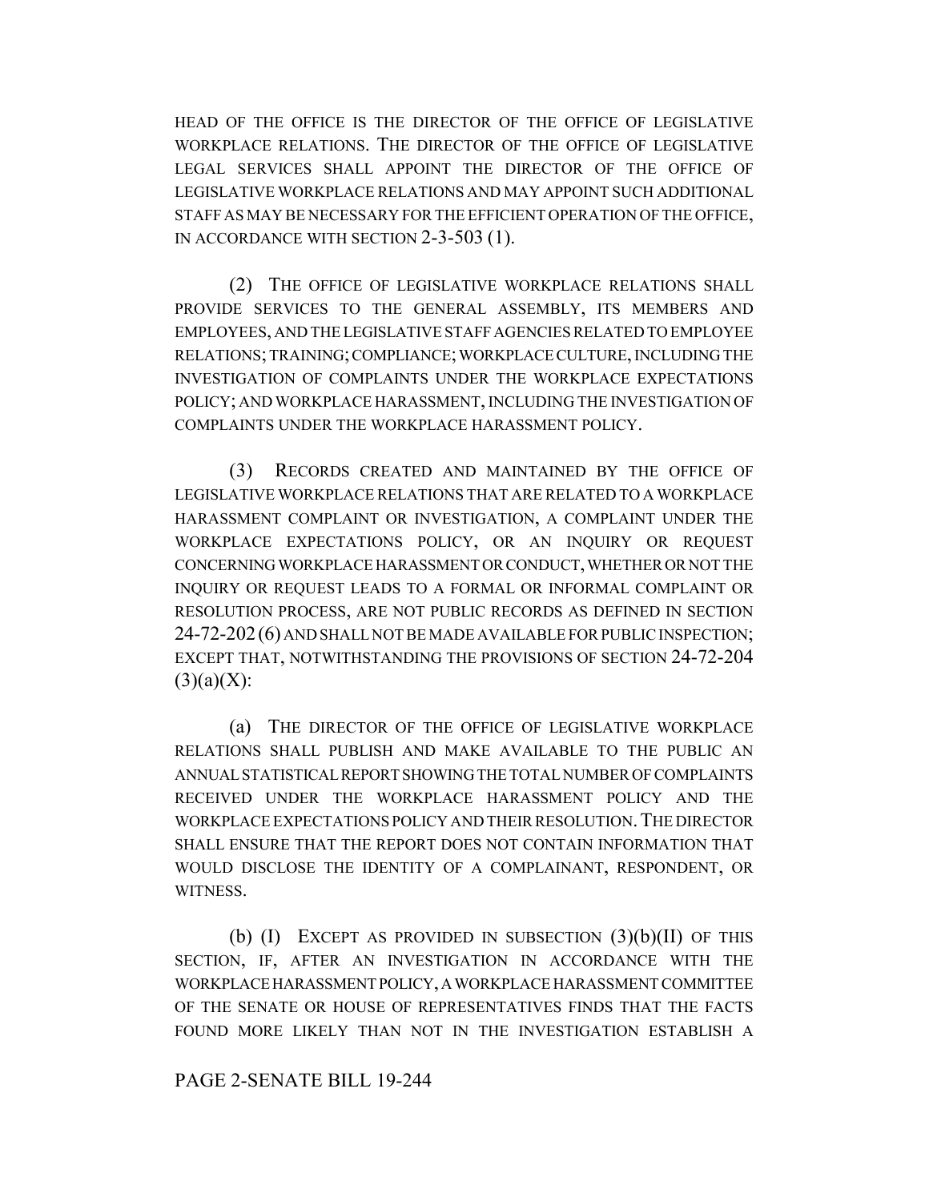HEAD OF THE OFFICE IS THE DIRECTOR OF THE OFFICE OF LEGISLATIVE WORKPLACE RELATIONS. THE DIRECTOR OF THE OFFICE OF LEGISLATIVE LEGAL SERVICES SHALL APPOINT THE DIRECTOR OF THE OFFICE OF LEGISLATIVE WORKPLACE RELATIONS AND MAY APPOINT SUCH ADDITIONAL STAFF AS MAY BE NECESSARY FOR THE EFFICIENT OPERATION OF THE OFFICE, IN ACCORDANCE WITH SECTION 2-3-503 (1).

(2) THE OFFICE OF LEGISLATIVE WORKPLACE RELATIONS SHALL PROVIDE SERVICES TO THE GENERAL ASSEMBLY, ITS MEMBERS AND EMPLOYEES, AND THE LEGISLATIVE STAFF AGENCIES RELATED TO EMPLOYEE RELATIONS; TRAINING; COMPLIANCE; WORKPLACE CULTURE, INCLUDING THE INVESTIGATION OF COMPLAINTS UNDER THE WORKPLACE EXPECTATIONS POLICY; AND WORKPLACE HARASSMENT, INCLUDING THE INVESTIGATION OF COMPLAINTS UNDER THE WORKPLACE HARASSMENT POLICY.

(3) RECORDS CREATED AND MAINTAINED BY THE OFFICE OF LEGISLATIVE WORKPLACE RELATIONS THAT ARE RELATED TO A WORKPLACE HARASSMENT COMPLAINT OR INVESTIGATION, A COMPLAINT UNDER THE WORKPLACE EXPECTATIONS POLICY, OR AN INQUIRY OR REQUEST CONCERNING WORKPLACE HARASSMENT OR CONDUCT, WHETHER OR NOT THE INQUIRY OR REQUEST LEADS TO A FORMAL OR INFORMAL COMPLAINT OR RESOLUTION PROCESS, ARE NOT PUBLIC RECORDS AS DEFINED IN SECTION 24-72-202 (6) AND SHALL NOT BE MADE AVAILABLE FOR PUBLIC INSPECTION; EXCEPT THAT, NOTWITHSTANDING THE PROVISIONS OF SECTION 24-72-204 (3)(a)(X):

(a) THE DIRECTOR OF THE OFFICE OF LEGISLATIVE WORKPLACE RELATIONS SHALL PUBLISH AND MAKE AVAILABLE TO THE PUBLIC AN ANNUAL STATISTICAL REPORT SHOWING THE TOTAL NUMBER OF COMPLAINTS RECEIVED UNDER THE WORKPLACE HARASSMENT POLICY AND THE WORKPLACE EXPECTATIONS POLICY AND THEIR RESOLUTION. THE DIRECTOR SHALL ENSURE THAT THE REPORT DOES NOT CONTAIN INFORMATION THAT WOULD DISCLOSE THE IDENTITY OF A COMPLAINANT, RESPONDENT, OR WITNESS.

(b) (I) EXCEPT AS PROVIDED IN SUBSECTION (3)(b)(II) OF THIS SECTION, IF, AFTER AN INVESTIGATION IN ACCORDANCE WITH THE WORKPLACE HARASSMENT POLICY, A WORKPLACE HARASSMENT COMMITTEE OF THE SENATE OR HOUSE OF REPRESENTATIVES FINDS THAT THE FACTS FOUND MORE LIKELY THAN NOT IN THE INVESTIGATION ESTABLISH A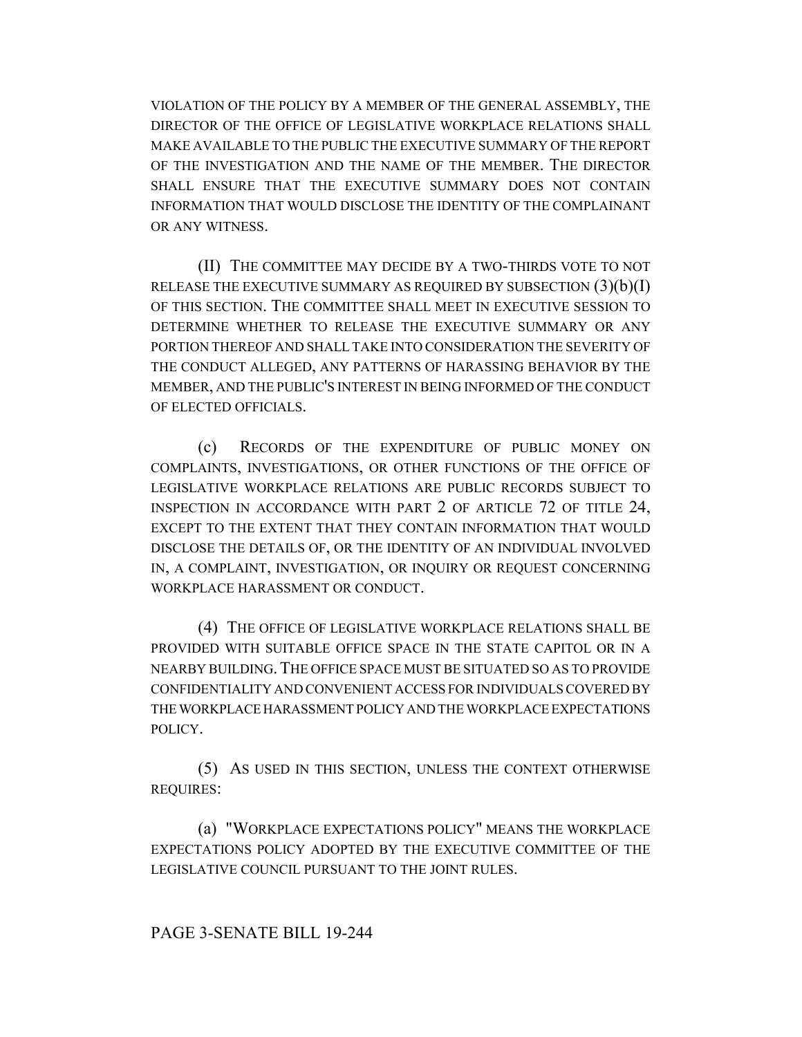VIOLATION OF THE POLICY BY A MEMBER OF THE GENERAL ASSEMBLY, THE DIRECTOR OF THE OFFICE OF LEGISLATIVE WORKPLACE RELATIONS SHALL MAKE AVAILABLE TO THE PUBLIC THE EXECUTIVE SUMMARY OF THE REPORT OF THE INVESTIGATION AND THE NAME OF THE MEMBER. THE DIRECTOR SHALL ENSURE THAT THE EXECUTIVE SUMMARY DOES NOT CONTAIN INFORMATION THAT WOULD DISCLOSE THE IDENTITY OF THE COMPLAINANT OR ANY WITNESS.

(II) THE COMMITTEE MAY DECIDE BY A TWO-THIRDS VOTE TO NOT RELEASE THE EXECUTIVE SUMMARY AS REQUIRED BY SUBSECTION (3)(b)(I) OF THIS SECTION. THE COMMITTEE SHALL MEET IN EXECUTIVE SESSION TO DETERMINE WHETHER TO RELEASE THE EXECUTIVE SUMMARY OR ANY PORTION THEREOF AND SHALL TAKE INTO CONSIDERATION THE SEVERITY OF THE CONDUCT ALLEGED, ANY PATTERNS OF HARASSING BEHAVIOR BY THE MEMBER, AND THE PUBLIC'S INTEREST IN BEING INFORMED OF THE CONDUCT OF ELECTED OFFICIALS.

(c) RECORDS OF THE EXPENDITURE OF PUBLIC MONEY ON COMPLAINTS, INVESTIGATIONS, OR OTHER FUNCTIONS OF THE OFFICE OF LEGISLATIVE WORKPLACE RELATIONS ARE PUBLIC RECORDS SUBJECT TO INSPECTION IN ACCORDANCE WITH PART 2 OF ARTICLE 72 OF TITLE 24, EXCEPT TO THE EXTENT THAT THEY CONTAIN INFORMATION THAT WOULD DISCLOSE THE DETAILS OF, OR THE IDENTITY OF AN INDIVIDUAL INVOLVED IN, A COMPLAINT, INVESTIGATION, OR INQUIRY OR REQUEST CONCERNING WORKPLACE HARASSMENT OR CONDUCT.

(4) THE OFFICE OF LEGISLATIVE WORKPLACE RELATIONS SHALL BE PROVIDED WITH SUITABLE OFFICE SPACE IN THE STATE CAPITOL OR IN A NEARBY BUILDING. THE OFFICE SPACE MUST BE SITUATED SO AS TO PROVIDE CONFIDENTIALITY AND CONVENIENT ACCESS FOR INDIVIDUALS COVERED BY THE WORKPLACE HARASSMENT POLICY AND THE WORKPLACE EXPECTATIONS POLICY.

(5) AS USED IN THIS SECTION, UNLESS THE CONTEXT OTHERWISE REQUIRES:

(a) "WORKPLACE EXPECTATIONS POLICY" MEANS THE WORKPLACE EXPECTATIONS POLICY ADOPTED BY THE EXECUTIVE COMMITTEE OF THE LEGISLATIVE COUNCIL PURSUANT TO THE JOINT RULES.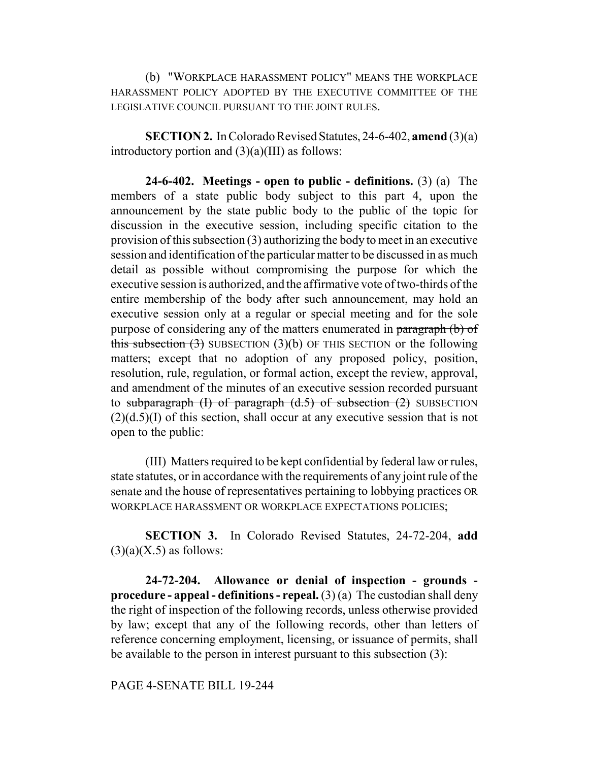(b) "WORKPLACE HARASSMENT POLICY" MEANS THE WORKPLACE HARASSMENT POLICY ADOPTED BY THE EXECUTIVE COMMITTEE OF THE LEGISLATIVE COUNCIL PURSUANT TO THE JOINT RULES.

**SECTION 2.** In Colorado Revised Statutes, 24-6-402, **amend** (3)(a) introductory portion and (3)(a)(III) as follows:

**24-6-402. Meetings - open to public - definitions.** (3) (a) The members of a state public body subject to this part 4, upon the announcement by the state public body to the public of the topic for discussion in the executive session, including specific citation to the provision of this subsection (3) authorizing the body to meet in an executive session and identification of the particular matter to be discussed in as much detail as possible without compromising the purpose for which the executive session is authorized, and the affirmative vote of two-thirds of the entire membership of the body after such announcement, may hold an executive session only at a regular or special meeting and for the sole purpose of considering any of the matters enumerated in ~~paragraph (b) of this subsection (3)~~ SUBSECTION (3)(b) OF THIS SECTION or the following matters; except that no adoption of any proposed policy, position, resolution, rule, regulation, or formal action, except the review, approval, and amendment of the minutes of an executive session recorded pursuant to ~~subparagraph (I) of paragraph (d.5) of subsection (2)~~ SUBSECTION (2)(d.5)(I) of this section, shall occur at any executive session that is not open to the public:

(III) Matters required to be kept confidential by federal law or rules, state statutes, or in accordance with the requirements of any joint rule of the senate and ~~the~~ house of representatives pertaining to lobbying practices OR WORKPLACE HARASSMENT OR WORKPLACE EXPECTATIONS POLICIES;

**SECTION 3.** In Colorado Revised Statutes, 24-72-204, **add** (3)(a)(X.5) as follows:

**24-72-204. Allowance or denial of inspection - grounds - procedure - appeal - definitions - repeal.** (3) (a) The custodian shall deny the right of inspection of the following records, unless otherwise provided by law; except that any of the following records, other than letters of reference concerning employment, licensing, or issuance of permits, shall be available to the person in interest pursuant to this subsection (3):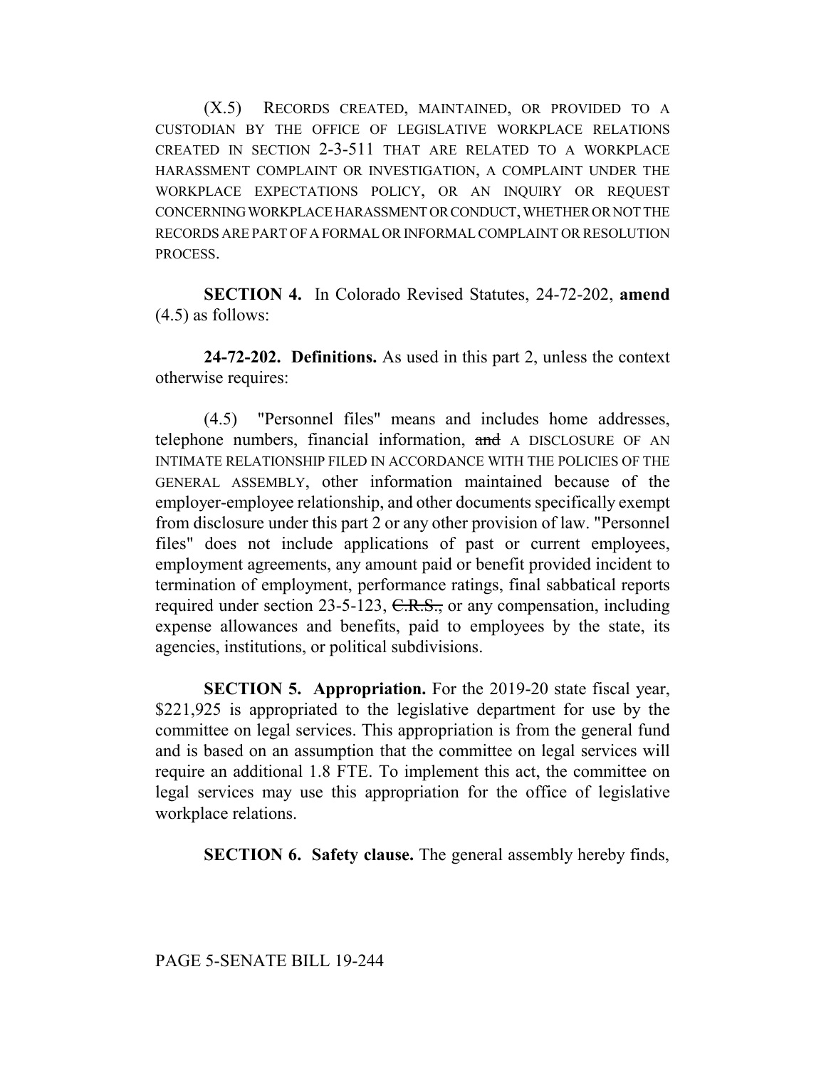(X.5) RECORDS CREATED, MAINTAINED, OR PROVIDED TO A CUSTODIAN BY THE OFFICE OF LEGISLATIVE WORKPLACE RELATIONS CREATED IN SECTION 2-3-511 THAT ARE RELATED TO A WORKPLACE HARASSMENT COMPLAINT OR INVESTIGATION, A COMPLAINT UNDER THE WORKPLACE EXPECTATIONS POLICY, OR AN INQUIRY OR REQUEST CONCERNING WORKPLACE HARASSMENT OR CONDUCT, WHETHER OR NOT THE RECORDS ARE PART OF A FORMAL OR INFORMAL COMPLAINT OR RESOLUTION PROCESS.

**SECTION 4.** In Colorado Revised Statutes, 24-72-202, **amend** (4.5) as follows:

**24-72-202. Definitions.** As used in this part 2, unless the context otherwise requires:

(4.5) "Personnel files" means and includes home addresses, telephone numbers, financial information, ~~and~~ A DISCLOSURE OF AN INTIMATE RELATIONSHIP FILED IN ACCORDANCE WITH THE POLICIES OF THE GENERAL ASSEMBLY, other information maintained because of the employer-employee relationship, and other documents specifically exempt from disclosure under this part 2 or any other provision of law. "Personnel files" does not include applications of past or current employees, employment agreements, any amount paid or benefit provided incident to termination of employment, performance ratings, final sabbatical reports required under section 23-5-123, ~~C.R.S.,~~ or any compensation, including expense allowances and benefits, paid to employees by the state, its agencies, institutions, or political subdivisions.

**SECTION 5. Appropriation.** For the 2019-20 state fiscal year, $221,925 is appropriated to the legislative department for use by the committee on legal services. This appropriation is from the general fund and is based on an assumption that the committee on legal services will require an additional 1.8 FTE. To implement this act, the committee on legal services may use this appropriation for the office of legislative workplace relations.

**SECTION 6. Safety clause.** The general assembly hereby finds,

PAGE 5-SENATE BILL 19-244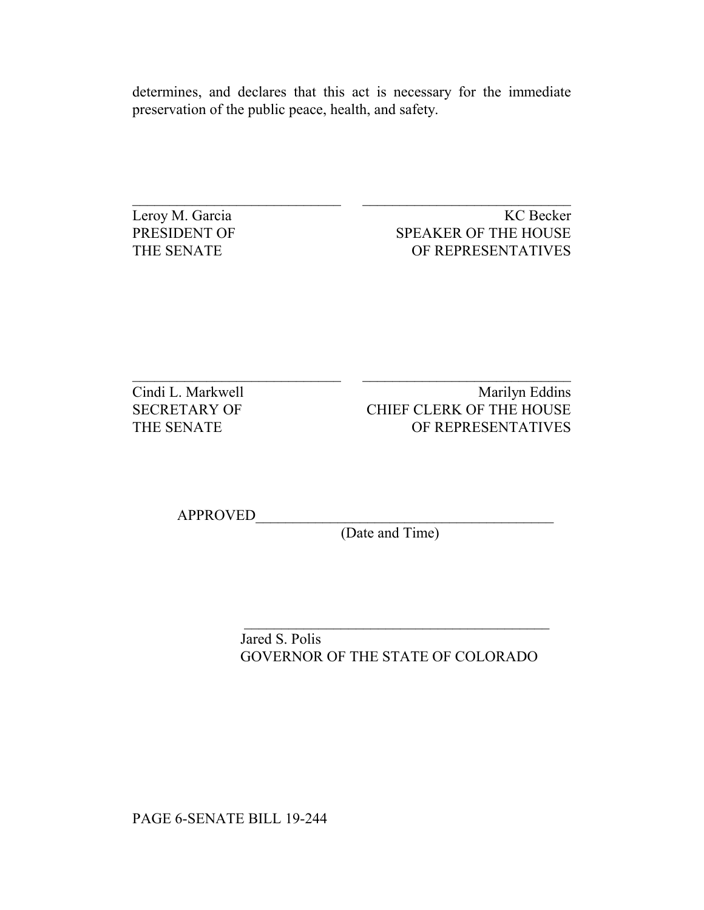determines, and declares that this act is necessary for the immediate preservation of the public peace, health, and safety.

| | |
|---|---|
| \_\_\_\_\_\_\_\_\_\_\_\_\_\_\_\_\_\_\_\_\_\_\_\_\_\_\_\_ | \_\_\_\_\_\_\_\_\_\_\_\_\_\_\_\_\_\_\_\_\_\_\_\_\_\_\_\_ |
| Leroy M. Garcia | KC Becker |
| PRESIDENT OF THE SENATE | SPEAKER OF THE HOUSE OF REPRESENTATIVES |

| | |
|---|---|
| \_\_\_\_\_\_\_\_\_\_\_\_\_\_\_\_\_\_\_\_\_\_\_\_\_\_\_\_ | \_\_\_\_\_\_\_\_\_\_\_\_\_\_\_\_\_\_\_\_\_\_\_\_\_\_\_\_ |
| Cindi L. Markwell | Marilyn Eddins |
| SECRETARY OF THE SENATE | CHIEF CLERK OF THE HOUSE OF REPRESENTATIVES |

APPROVED\_\_\_\_\_\_\_\_\_\_\_\_\_\_\_\_\_\_\_\_\_\_\_\_\_\_\_\_\_\_\_\_\_\_\_\_\_\_\_\_

(Date and Time)

\_\_\_\_\_\_\_\_\_\_\_\_\_\_\_\_\_\_\_\_\_\_\_\_\_\_\_\_\_\_\_\_\_\_\_\_\_\_\_\_\_\_

Jared S. Polis

GOVERNOR OF THE STATE OF COLORADO

PAGE 6-SENATE BILL 19-244